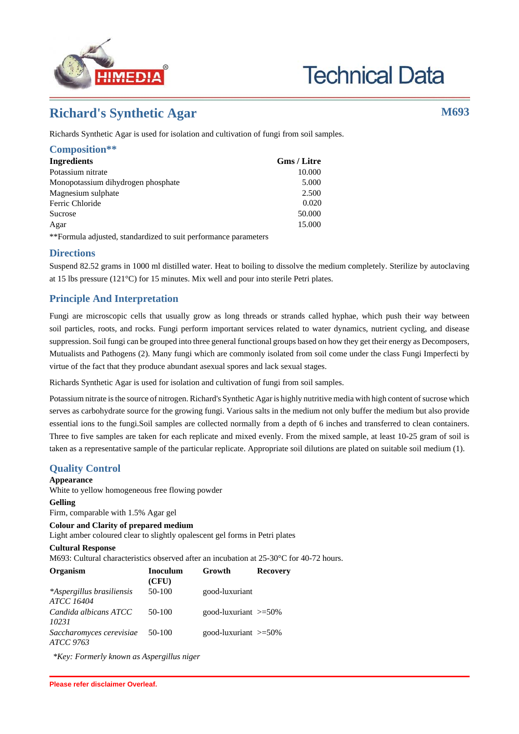# Technical Data

## Richard's Synthetic Agar

**M693**

Richards Synthetic Agar is used for isolation and cultivation of fungi from soil samples.

### Composition**

| Ingredients | Gms / Litre |
|---|---|
| Potassium nitrate | 10.000 |
| Monopotassium dihydrogen phosphate | 5.000 |
| Magnesium sulphate | 2.500 |
| Ferric Chloride | 0.020 |
| Sucrose | 50.000 |
| Agar | 15.000 |

**Formula adjusted, standardized to suit performance parameters

### Directions

Suspend 82.52 grams in 1000 ml distilled water. Heat to boiling to dissolve the medium completely. Sterilize by autoclaving at 15 lbs pressure (121°C) for 15 minutes. Mix well and pour into sterile Petri plates.

### Principle And Interpretation

Fungi are microscopic cells that usually grow as long threads or strands called hyphae, which push their way between soil particles, roots, and rocks. Fungi perform important services related to water dynamics, nutrient cycling, and disease suppression. Soil fungi can be grouped into three general functional groups based on how they get their energy as Decomposers, Mutualists and Pathogens (2). Many fungi which are commonly isolated from soil come under the class Fungi Imperfecti by virtue of the fact that they produce abundant asexual spores and lack sexual stages.

Richards Synthetic Agar is used for isolation and cultivation of fungi from soil samples.

Potassium nitrate is the source of nitrogen. Richard's Synthetic Agar is highly nutritive media with high content of sucrose which serves as carbohydrate source for the growing fungi. Various salts in the medium not only buffer the medium but also provide essential ions to the fungi.Soil samples are collected normally from a depth of 6 inches and transferred to clean containers. Three to five samples are taken for each replicate and mixed evenly. From the mixed sample, at least 10-25 gram of soil is taken as a representative sample of the particular replicate. Appropriate soil dilutions are plated on suitable soil medium (1).

### Quality Control

**Appearance**

White to yellow homogeneous free flowing powder

**Gelling**

Firm, comparable with 1.5% Agar gel

**Colour and Clarity of prepared medium**

Light amber coloured clear to slightly opalescent gel forms in Petri plates

**Cultural Response**

M693: Cultural characteristics observed after an incubation at 25-30°C for 40-72 hours.

| Organism | Inoculum (CFU) | Growth | Recovery |
|---|---|---|---|
| **Aspergillus brasiliensis ATCC 16404* | 50-100 | good-luxuriant | |
| *Candida albicans ATCC 10231* | 50-100 | good-luxuriant | >=50% |
| *Saccharomyces cerevisiae ATCC 9763* | 50-100 | good-luxuriant | >=50% |

*\*Key: Formerly known as Aspergillus niger*

**Please refer disclaimer Overleaf.**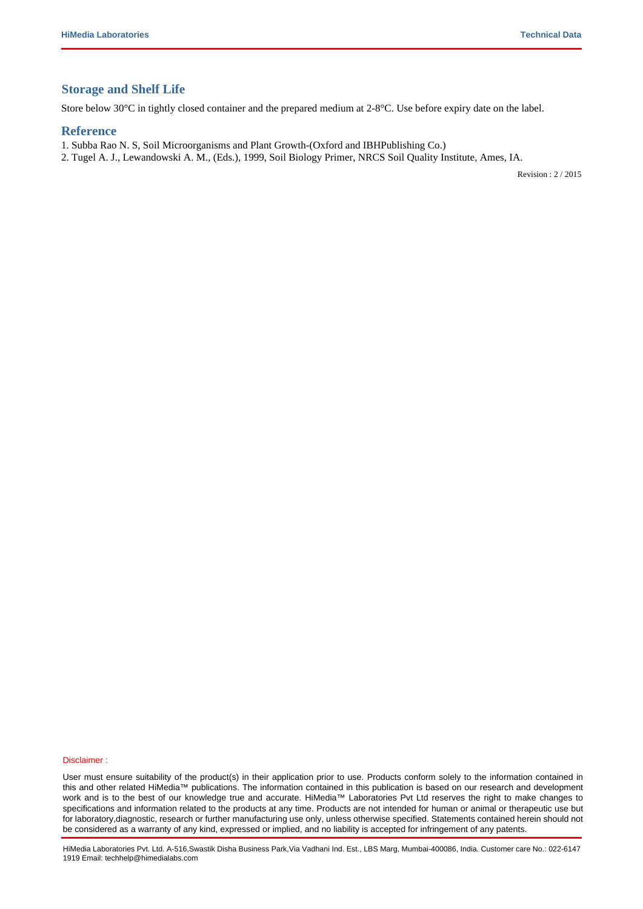## Storage and Shelf Life

Store below 30°C in tightly closed container and the prepared medium at 2-8°C. Use before expiry date on the label.

## Reference

1. Subba Rao N. S, Soil Microorganisms and Plant Growth-(Oxford and IBHPublishing Co.)
2. Tugel A. J., Lewandowski A. M., (Eds.), 1999, Soil Biology Primer, NRCS Soil Quality Institute, Ames, IA.

Revision : 2 / 2015

Disclaimer :

User must ensure suitability of the product(s) in their application prior to use. Products conform solely to the information contained in this and other related HiMedia™ publications. The information contained in this publication is based on our research and development work and is to the best of our knowledge true and accurate. HiMedia™ Laboratories Pvt Ltd reserves the right to make changes to specifications and information related to the products at any time. Products are not intended for human or animal or therapeutic use but for laboratory,diagnostic, research or further manufacturing use only, unless otherwise specified. Statements contained herein should not be considered as a warranty of any kind, expressed or implied, and no liability is accepted for infringement of any patents.

HiMedia Laboratories Pvt. Ltd. A-516,Swastik Disha Business Park,Via Vadhani Ind. Est., LBS Marg, Mumbai-400086, India. Customer care No.: 022-6147 1919 Email: techhelp@himedialabs.com